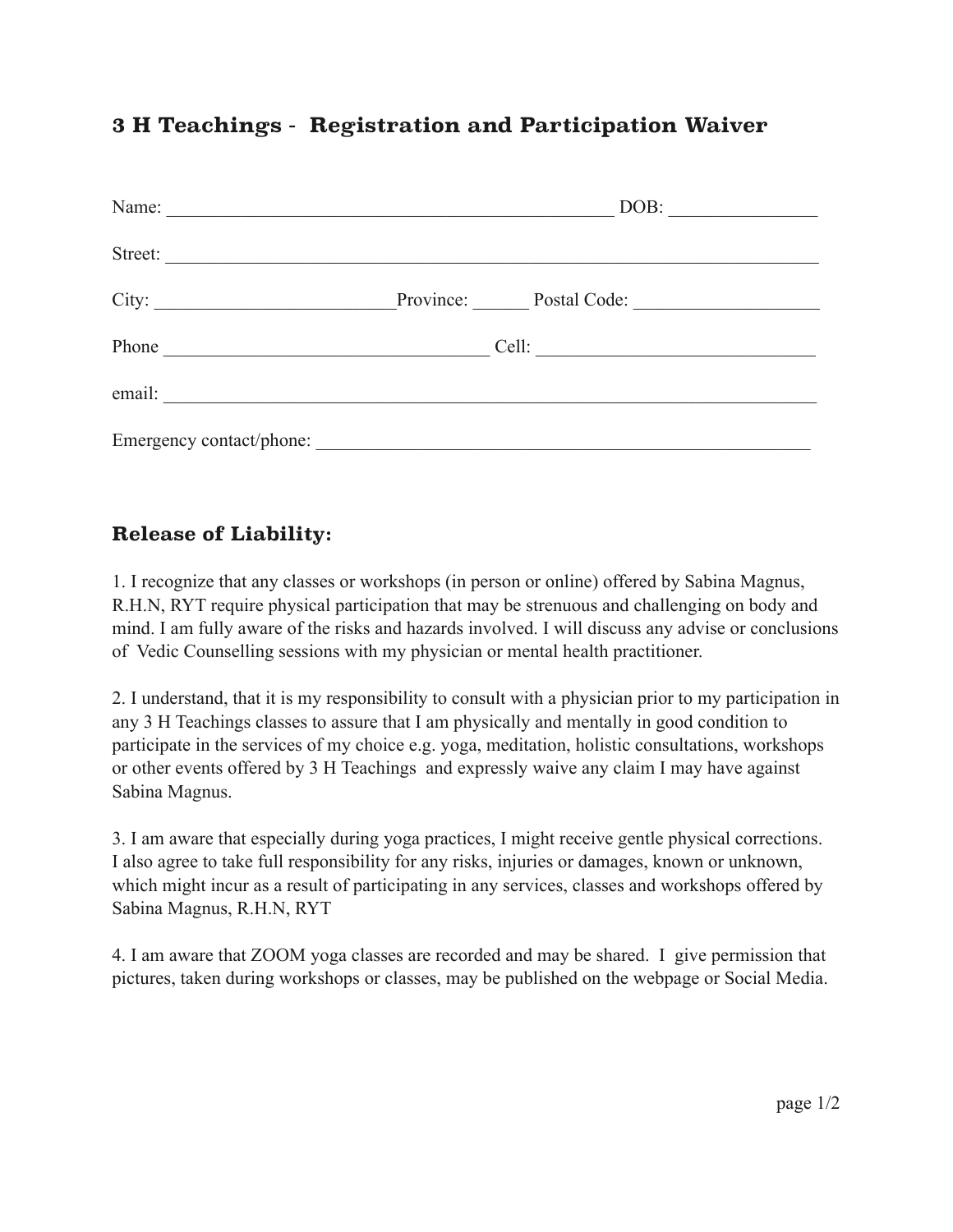## 3 H Teachings - Registration and Participation Waiver

Name: ________________________________________________ DOB: _______________

Street: _________________________________________________________________________

City: _________________________Province: ______ Postal Code: ___________________

Phone __________________________________ Cell: _____________________________

email: __________________________________________________________________________

Emergency contact/phone: _____________________________________________________

### Release of Liability:

1. I recognize that any classes or workshops (in person or online) offered by Sabina Magnus, R.H.N, RYT require physical participation that may be strenuous and challenging on body and mind. I am fully aware of the risks and hazards involved. I will discuss any advise or conclusions of Vedic Counselling sessions with my physician or mental health practitioner.

2. I understand, that it is my responsibility to consult with a physician prior to my participation in any 3 H Teachings classes to assure that I am physically and mentally in good condition to participate in the services of my choice e.g. yoga, meditation, holistic consultations, workshops or other events offered by 3 H Teachings and expressly waive any claim I may have against Sabina Magnus.

3. I am aware that especially during yoga practices, I might receive gentle physical corrections. I also agree to take full responsibility for any risks, injuries or damages, known or unknown, which might incur as a result of participating in any services, classes and workshops offered by Sabina Magnus, R.H.N, RYT

4. I am aware that ZOOM yoga classes are recorded and may be shared. I give permission that pictures, taken during workshops or classes, may be published on the webpage or Social Media.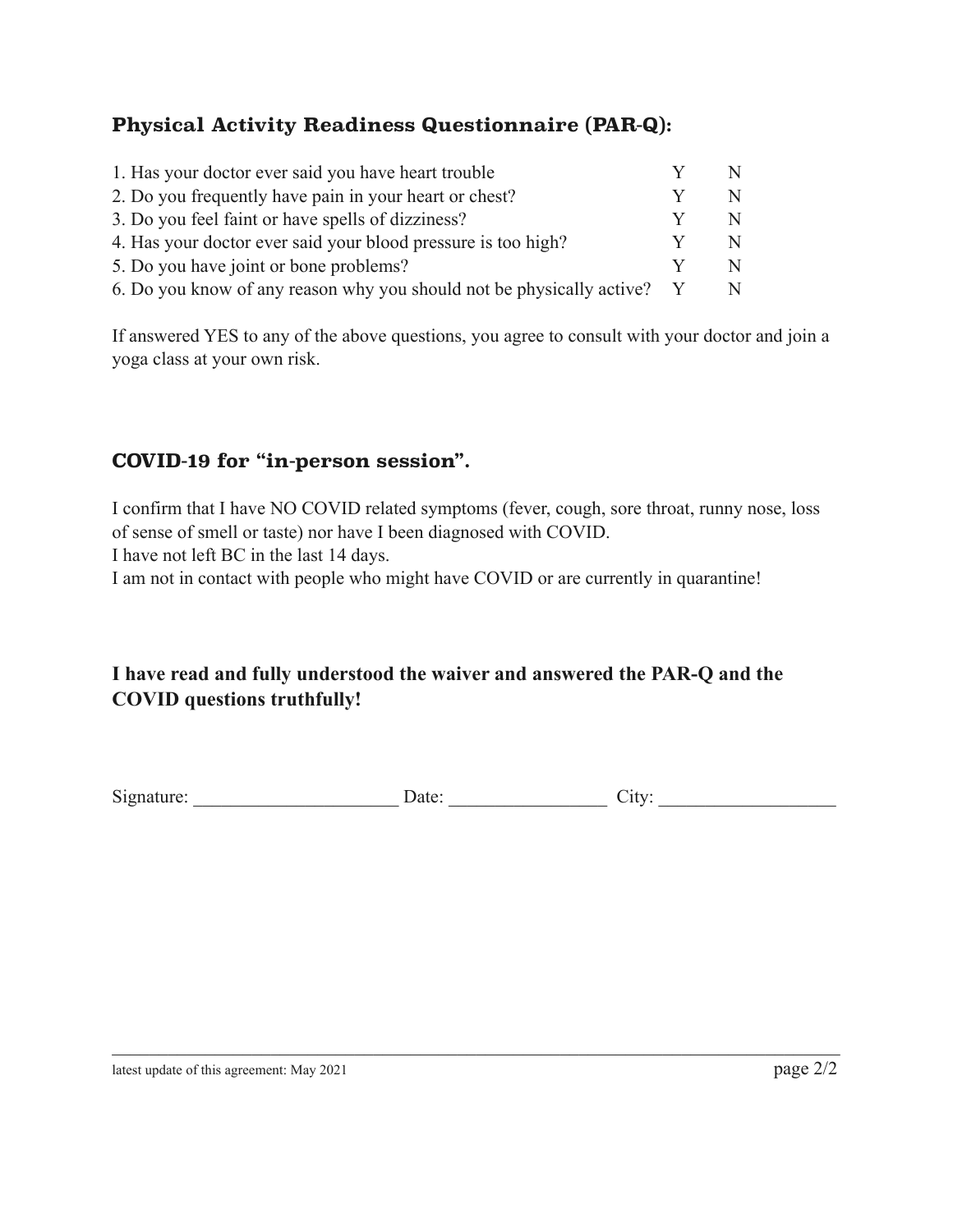## Physical Activity Readiness Questionnaire (PAR-Q):

| | | |
|---|---|---|
| 1. Has your doctor ever said you have heart trouble | Y | N |
| 2. Do you frequently have pain in your heart or chest? | Y | N |
| 3. Do you feel faint or have spells of dizziness? | Y | N |
| 4. Has your doctor ever said your blood pressure is too high? | Y | N |
| 5. Do you have joint or bone problems? | Y | N |
| 6. Do you know of any reason why you should not be physically active? | Y | N |

If answered YES to any of the above questions, you agree to consult with your doctor and join a yoga class at your own risk.

## COVID-19 for "in-person session".

I confirm that I have NO COVID related symptoms (fever, cough, sore throat, runny nose, loss of sense of smell or taste) nor have I been diagnosed with COVID.
I have not left BC in the last 14 days.
I am not in contact with people who might have COVID or are currently in quarantine!

**I have read and fully understood the waiver and answered the PAR-Q and the COVID questions truthfully!**

Signature: ______________________ Date: _________________ City: ___________________

latest update of this agreement: May 2021